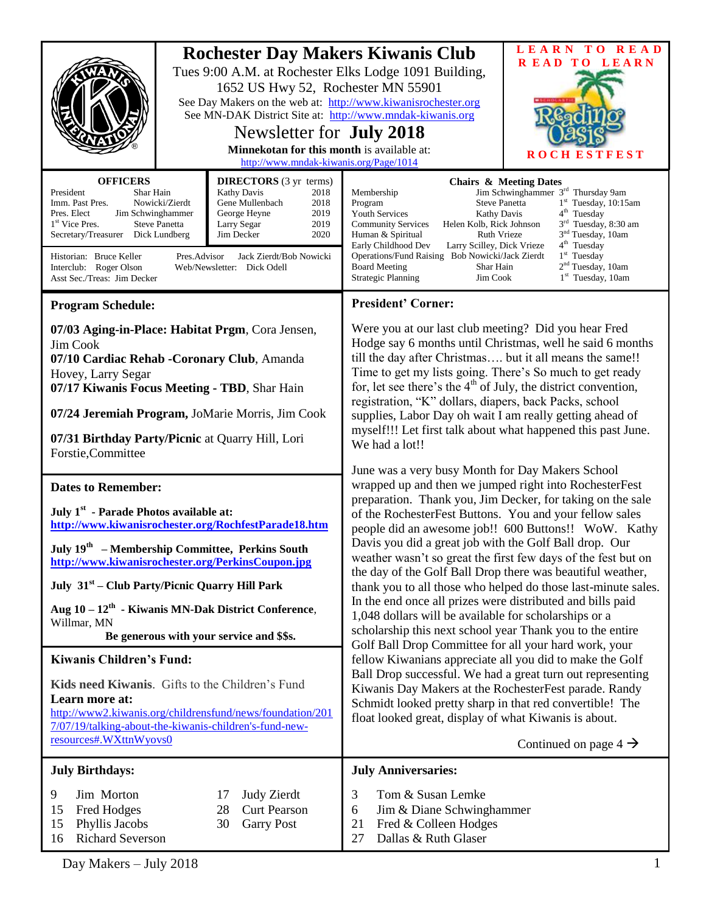# Rochester Day Makers Kiwanis Club

Tues 9:00 A.M. at Rochester Elks Lodge 1091 Building, 1652 US Hwy 52, Rochester MN 55901

See Day Makers on the web at: http://www.kiwanisrochester.org

See MN-DAK District Site at: http://www.mndak-kiwanis.org

## Newsletter for **July 2018**

**Minnekotan for this month** is available at: http://www.mndak-kiwanis.org/Page/1014

LEARN TO READ READ TO LEARN

ROCHESTFEST

| OFFICERS | |
|---|---|
| President | Shar Hain |
| Imm. Past Pres. | Nowicki/Zierdt |
| Pres. Elect | Jim Schwinghammer |
| 1st Vice Pres. | Steve Panetta |
| Secretary/Treasurer | Dick Lundberg |

| DIRECTORS (3 yr terms) | |
|---|---|
| Kathy Davis | 2018 |
| Gene Mullenbach | 2018 |
| George Heyne | 2019 |
| Larry Segar | 2019 |
| Jim Decker | 2020 |

Historian: Bruce Keller
Interclub: Roger Olson
Asst Sec./Treas: Jim Decker
Pres.Advisor: Jack Zierdt/Bob Nowicki
Web/Newsletter: Dick Odell

| Chairs & Meeting Dates | | |
|---|---|---|
| Membership | Jim Schwinghammer | 3rd Thursday 9am |
| Program | Steve Panetta | 1st Tuesday, 10:15am |
| Youth Services | Kathy Davis | 4th Tuesday |
| Community Services | Helen Kolb, Rick Johnson | 3rd Tuesday, 8:30 am |
| Human & Spiritual | Ruth Vrieze | 3nd Tuesday, 10am |
| Early Childhood Dev | Larry Scilley, Dick Vrieze | 4th Tuesday |
| Operations/Fund Raising | Bob Nowicki/Jack Zierdt | 1st Tuesday |
| Board Meeting | Shar Hain | 2nd Tuesday, 10am |
| Strategic Planning | Jim Cook | 1st Tuesday, 10am |

## Program Schedule:

**07/03 Aging-in-Place: Habitat Prgm**, Cora Jensen, Jim Cook

**07/10 Cardiac Rehab -Coronary Club**, Amanda Hovey, Larry Segar

**07/17 Kiwanis Focus Meeting - TBD**, Shar Hain

**07/24 Jeremiah Program,** JoMarie Morris, Jim Cook

**07/31 Birthday Party/Picnic** at Quarry Hill, Lori Forstie,Committee

## Dates to Remember:

**July 1st - Parade Photos available at:** **http://www.kiwanisrochester.org/RochfestParade18.htm**

**July 19th – Membership Committee, Perkins South** **http://www.kiwanisrochester.org/PerkinsCoupon.jpg**

**July 31st – Club Party/Picnic Quarry Hill Park**

**Aug 10 – 12th - Kiwanis MN-Dak District Conference**, Willmar, MN

**Be generous with your service and $$s.**

## Kiwanis Children's Fund:

**Kids need Kiwanis**. Gifts to the Children's Fund

**Learn more at:**
http://www2.kiwanis.org/childrensfund/news/foundation/2017/07/19/talking-about-the-kiwanis-children's-fund-new-resources#.WXttnWyovs0

## President' Corner:

Were you at our last club meeting? Did you hear Fred Hodge say 6 months until Christmas, well he said 6 months till the day after Christmas…. but it all means the same!! Time to get my lists going. There's So much to get ready for, let see there's the 4th of July, the district convention, registration, "K" dollars, diapers, back Packs, school supplies, Labor Day oh wait I am really getting ahead of myself!!! Let first talk about what happened this past June. We had a lot!!

June was a very busy Month for Day Makers School wrapped up and then we jumped right into RochesterFest preparation. Thank you, Jim Decker, for taking on the sale of the RochesterFest Buttons. You and your fellow sales people did an awesome job!! 600 Buttons!! WoW. Kathy Davis you did a great job with the Golf Ball drop. Our weather wasn't so great the first few days of the fest but on the day of the Golf Ball Drop there was beautiful weather, thank you to all those who helped do those last-minute sales. In the end once all prizes were distributed and bills paid 1,048 dollars will be available for scholarships or a scholarship this next school year Thank you to the entire Golf Ball Drop Committee for all your hard work, your fellow Kiwanians appreciate all you did to make the Golf Ball Drop successful. We had a great turn out representing Kiwanis Day Makers at the RochesterFest parade. Randy Schmidt looked pretty sharp in that red convertible! The float looked great, display of what Kiwanis is about.

Continued on page 4 →

## July Birthdays:

| | |
|---|---|
| 9 | Jim Morton |
| 15 | Fred Hodges |
| 15 | Phyllis Jacobs |
| 16 | Richard Severson |
| 17 | Judy Zierdt |
| 28 | Curt Pearson |
| 30 | Garry Post |

## July Anniversaries:

| | |
|---|---|
| 3 | Tom & Susan Lemke |
| 6 | Jim & Diane Schwinghammer |
| 21 | Fred & Colleen Hodges |
| 27 | Dallas & Ruth Glaser |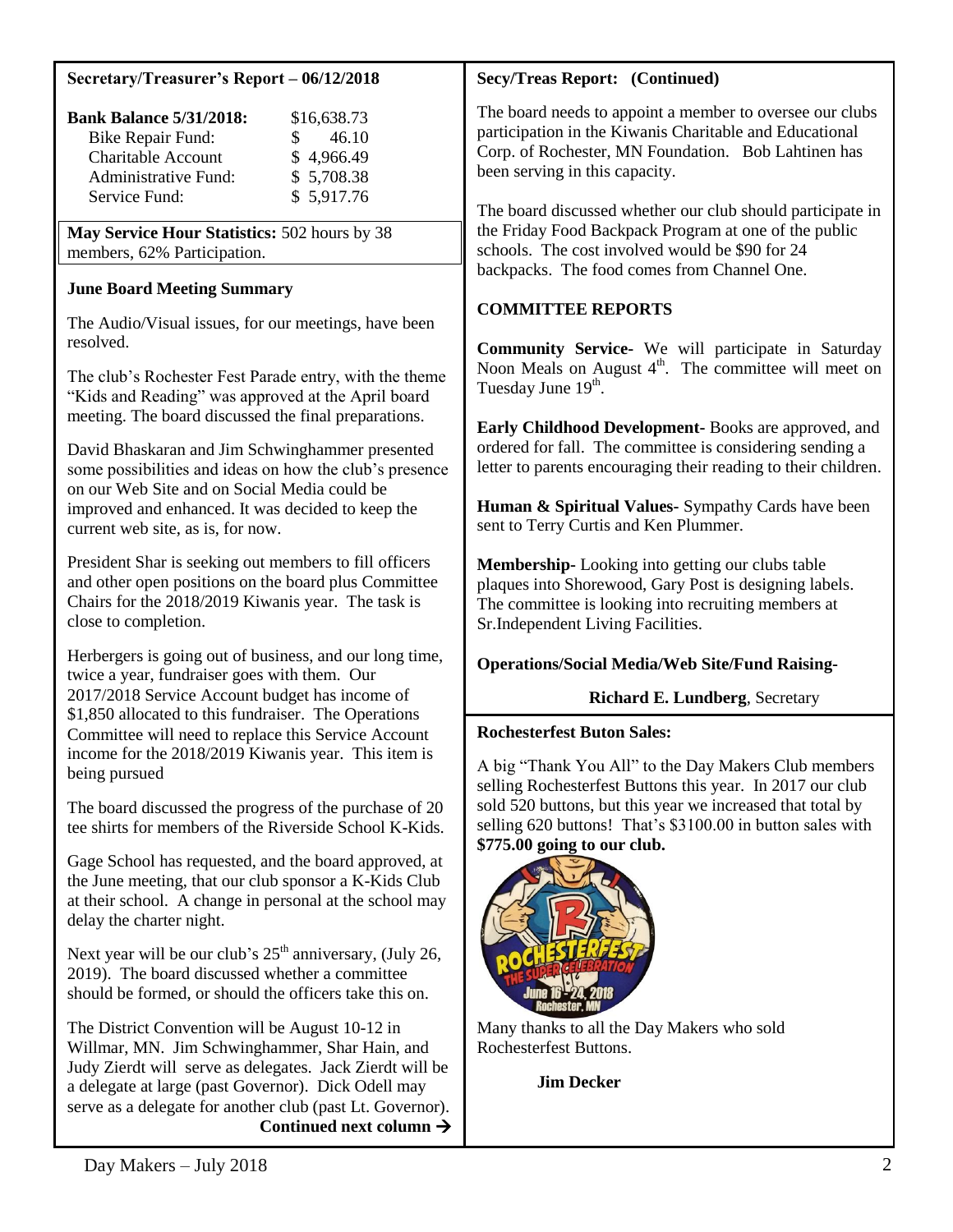## Secretary/Treasurer's Report – 06/12/2018

| **Bank Balance 5/31/2018:** | $16,638.73 |
|---|---|
| Bike Repair Fund: | $ 46.10 |
| Charitable Account | $ 4,966.49 |
| Administrative Fund: | $ 5,708.38 |
| Service Fund: | $ 5,917.76 |

**May Service Hour Statistics:** 502 hours by 38 members, 62% Participation.

### June Board Meeting Summary

The Audio/Visual issues, for our meetings, have been resolved.

The club's Rochester Fest Parade entry, with the theme "Kids and Reading" was approved at the April board meeting. The board discussed the final preparations.

David Bhaskaran and Jim Schwinghammer presented some possibilities and ideas on how the club's presence on our Web Site and on Social Media could be improved and enhanced. It was decided to keep the current web site, as is, for now.

President Shar is seeking out members to fill officers and other open positions on the board plus Committee Chairs for the 2018/2019 Kiwanis year. The task is close to completion.

Herbergers is going out of business, and our long time, twice a year, fundraiser goes with them. Our 2017/2018 Service Account budget has income of $1,850 allocated to this fundraiser. The Operations Committee will need to replace this Service Account income for the 2018/2019 Kiwanis year. This item is being pursued

The board discussed the progress of the purchase of 20 tee shirts for members of the Riverside School K-Kids.

Gage School has requested, and the board approved, at the June meeting, that our club sponsor a K-Kids Club at their school. A change in personal at the school may delay the charter night.

Next year will be our club's 25th anniversary, (July 26, 2019). The board discussed whether a committee should be formed, or should the officers take this on.

The District Convention will be August 10-12 in Willmar, MN. Jim Schwinghammer, Shar Hain, and Judy Zierdt will serve as delegates. Jack Zierdt will be a delegate at large (past Governor). Dick Odell may serve as a delegate for another club (past Lt. Governor).

**Continued next column →**

## Secy/Treas Report: (Continued)

The board needs to appoint a member to oversee our clubs participation in the Kiwanis Charitable and Educational Corp. of Rochester, MN Foundation. Bob Lahtinen has been serving in this capacity.

The board discussed whether our club should participate in the Friday Food Backpack Program at one of the public schools. The cost involved would be $90 for 24 backpacks. The food comes from Channel One.

### COMMITTEE REPORTS

**Community Service-** We will participate in Saturday Noon Meals on August 4th. The committee will meet on Tuesday June 19th.

**Early Childhood Development-** Books are approved, and ordered for fall. The committee is considering sending a letter to parents encouraging their reading to their children.

**Human & Spiritual Values-** Sympathy Cards have been sent to Terry Curtis and Ken Plummer.

**Membership-** Looking into getting our clubs table plaques into Shorewood, Gary Post is designing labels. The committee is looking into recruiting members at Sr.Independent Living Facilities.

**Operations/Social Media/Web Site/Fund Raising-**

**Richard E. Lundberg**, Secretary

## Rochesterfest Buton Sales:

A big "Thank You All" to the Day Makers Club members selling Rochesterfest Buttons this year. In 2017 our club sold 520 buttons, but this year we increased that total by selling 620 buttons! That's $3100.00 in button sales with **$775.00 going to our club.**

Many thanks to all the Day Makers who sold Rochesterfest Buttons.

**Jim Decker**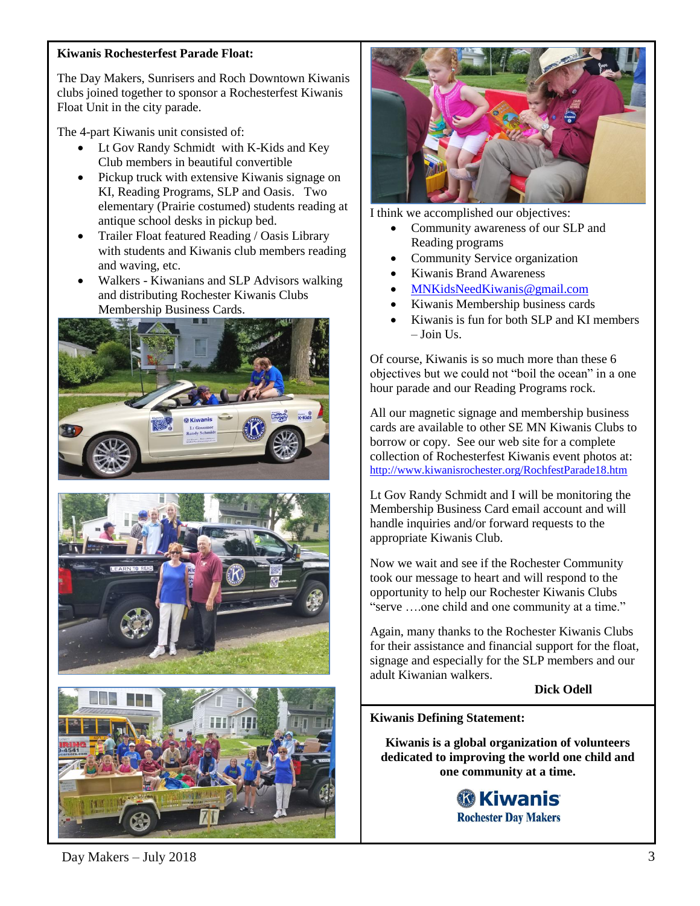**Kiwanis Rochesterfest Parade Float:**

The Day Makers, Sunrisers and Roch Downtown Kiwanis clubs joined together to sponsor a Rochesterfest Kiwanis Float Unit in the city parade.

The 4-part Kiwanis unit consisted of:

- Lt Gov Randy Schmidt with K-Kids and Key Club members in beautiful convertible
- Pickup truck with extensive Kiwanis signage on KI, Reading Programs, SLP and Oasis. Two elementary (Prairie costumed) students reading at antique school desks in pickup bed.
- Trailer Float featured Reading / Oasis Library with students and Kiwanis club members reading and waving, etc.
- Walkers - Kiwanians and SLP Advisors walking and distributing Rochester Kiwanis Clubs Membership Business Cards.

I think we accomplished our objectives:

- Community awareness of our SLP and Reading programs
- Community Service organization
- Kiwanis Brand Awareness
- MNKidsNeedKiwanis@gmail.com
- Kiwanis Membership business cards
- Kiwanis is fun for both SLP and KI members – Join Us.

Of course, Kiwanis is so much more than these 6 objectives but we could not "boil the ocean" in a one hour parade and our Reading Programs rock.

All our magnetic signage and membership business cards are available to other SE MN Kiwanis Clubs to borrow or copy. See our web site for a complete collection of Rochesterfest Kiwanis event photos at: http://www.kiwanisrochester.org/RochfestParade18.htm

Lt Gov Randy Schmidt and I will be monitoring the Membership Business Card email account and will handle inquiries and/or forward requests to the appropriate Kiwanis Club.

Now we wait and see if the Rochester Community took our message to heart and will respond to the opportunity to help our Rochester Kiwanis Clubs "serve ….one child and one community at a time."

Again, many thanks to the Rochester Kiwanis Clubs for their assistance and financial support for the float, signage and especially for the SLP members and our adult Kiwanian walkers.

**Dick Odell**

**Kiwanis Defining Statement:**

**Kiwanis is a global organization of volunteers dedicated to improving the world one child and one community at a time.**

**Kiwanis**
**Rochester Day Makers**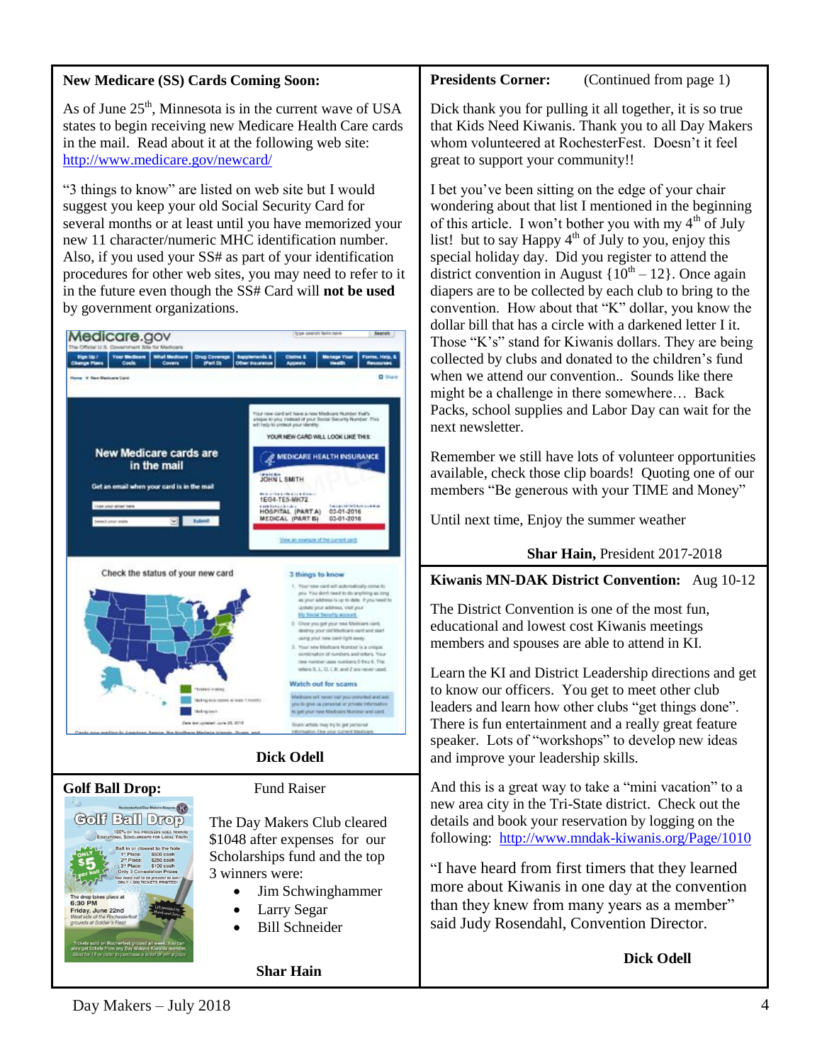**New Medicare (SS) Cards Coming Soon:**

As of June 25th, Minnesota is in the current wave of USA states to begin receiving new Medicare Health Care cards in the mail. Read about it at the following web site: http://www.medicare.gov/newcard/

"3 things to know" are listed on web site but I would suggest you keep your old Social Security Card for several months or at least until you have memorized your new 11 character/numeric MHC identification number. Also, if you used your SS# as part of your identification procedures for other web sites, you may need to refer to it in the future even though the SS# Card will **not be used** by government organizations.

**Dick Odell**

**Golf Ball Drop:** Fund Raiser

The Day Makers Club cleared $1048 after expenses for our Scholarships fund and the top 3 winners were:

- Jim Schwinghammer
- Larry Segar
- Bill Schneider

**Shar Hain**

**Presidents Corner:** (Continued from page 1)

Dick thank you for pulling it all together, it is so true that Kids Need Kiwanis. Thank you to all Day Makers whom volunteered at RochesterFest. Doesn't it feel great to support your community!!

I bet you've been sitting on the edge of your chair wondering about that list I mentioned in the beginning of this article. I won't bother you with my 4th of July list! but to say Happy 4th of July to you, enjoy this special holiday day. Did you register to attend the district convention in August {10th – 12}. Once again diapers are to be collected by each club to bring to the convention. How about that "K" dollar, you know the dollar bill that has a circle with a darkened letter I it. Those "K's" stand for Kiwanis dollars. They are being collected by clubs and donated to the children's fund when we attend our convention.. Sounds like there might be a challenge in there somewhere… Back Packs, school supplies and Labor Day can wait for the next newsletter.

Remember we still have lots of volunteer opportunities available, check those clip boards! Quoting one of our members "Be generous with your TIME and Money"

Until next time, Enjoy the summer weather

**Shar Hain,** President 2017-2018

**Kiwanis MN-DAK District Convention:** Aug 10-12

The District Convention is one of the most fun, educational and lowest cost Kiwanis meetings members and spouses are able to attend in KI.

Learn the KI and District Leadership directions and get to know our officers. You get to meet other club leaders and learn how other clubs "get things done". There is fun entertainment and a really great feature speaker. Lots of "workshops" to develop new ideas and improve your leadership skills.

And this is a great way to take a "mini vacation" to a new area city in the Tri-State district. Check out the details and book your reservation by logging on the following: http://www.mndak-kiwanis.org/Page/1010

"I have heard from first timers that they learned more about Kiwanis in one day at the convention than they knew from many years as a member" said Judy Rosendahl, Convention Director.

**Dick Odell**